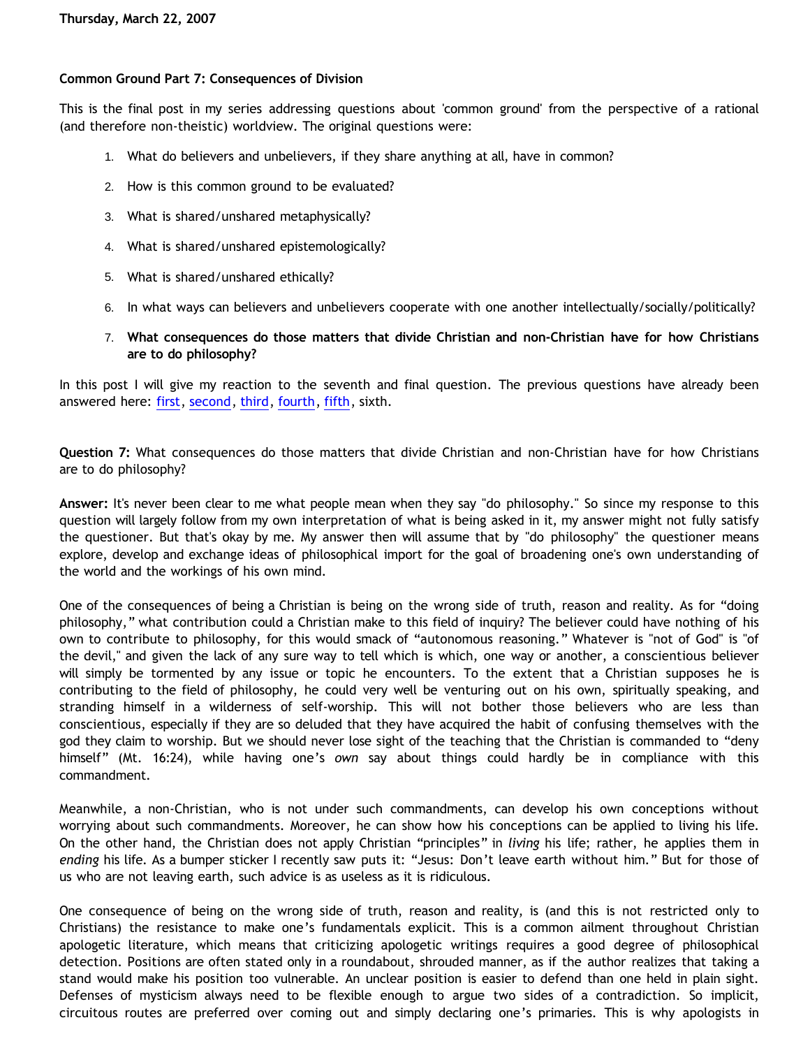Thursday, March 22, 2007

**Common Ground Part 7: Consequences of Division**

This is the final post in my series addressing questions about 'common ground' from the perspective of a rational (and therefore non-theistic) worldview. The original questions were:

1. What do believers and unbelievers, if they share anything at all, have in common?
2. How is this common ground to be evaluated?
3. What is shared/unshared metaphysically?
4. What is shared/unshared epistemologically?
5. What is shared/unshared ethically?
6. In what ways can believers and unbelievers cooperate with one another intellectually/socially/politically?
7. **What consequences do those matters that divide Christian and non-Christian have for how Christians are to do philosophy?**

In this post I will give my reaction to the seventh and final question. The previous questions have already been answered here: first, second, third, fourth, fifth, sixth.

**Question 7:** What consequences do those matters that divide Christian and non-Christian have for how Christians are to do philosophy?

**Answer:** It's never been clear to me what people mean when they say "do philosophy." So since my response to this question will largely follow from my own interpretation of what is being asked in it, my answer might not fully satisfy the questioner. But that's okay by me. My answer then will assume that by "do philosophy" the questioner means explore, develop and exchange ideas of philosophical import for the goal of broadening one's own understanding of the world and the workings of his own mind.

One of the consequences of being a Christian is being on the wrong side of truth, reason and reality. As for "doing philosophy," what contribution could a Christian make to this field of inquiry? The believer could have nothing of his own to contribute to philosophy, for this would smack of "autonomous reasoning." Whatever is "not of God" is "of the devil," and given the lack of any sure way to tell which is which, one way or another, a conscientious believer will simply be tormented by any issue or topic he encounters. To the extent that a Christian supposes he is contributing to the field of philosophy, he could very well be venturing out on his own, spiritually speaking, and stranding himself in a wilderness of self-worship. This will not bother those believers who are less than conscientious, especially if they are so deluded that they have acquired the habit of confusing themselves with the god they claim to worship. But we should never lose sight of the teaching that the Christian is commanded to "deny himself" (Mt. 16:24), while having one's *own* say about things could hardly be in compliance with this commandment.

Meanwhile, a non-Christian, who is not under such commandments, can develop his own conceptions without worrying about such commandments. Moreover, he can show how his conceptions can be applied to living his life. On the other hand, the Christian does not apply Christian "principles" in *living* his life; rather, he applies them in *ending* his life. As a bumper sticker I recently saw puts it: "Jesus: Don't leave earth without him." But for those of us who are not leaving earth, such advice is as useless as it is ridiculous.

One consequence of being on the wrong side of truth, reason and reality, is (and this is not restricted only to Christians) the resistance to make one's fundamentals explicit. This is a common ailment throughout Christian apologetic literature, which means that criticizing apologetic writings requires a good degree of philosophical detection. Positions are often stated only in a roundabout, shrouded manner, as if the author realizes that taking a stand would make his position too vulnerable. An unclear position is easier to defend than one held in plain sight. Defenses of mysticism always need to be flexible enough to argue two sides of a contradiction. So implicit, circuitous routes are preferred over coming out and simply declaring one's primaries. This is why apologists in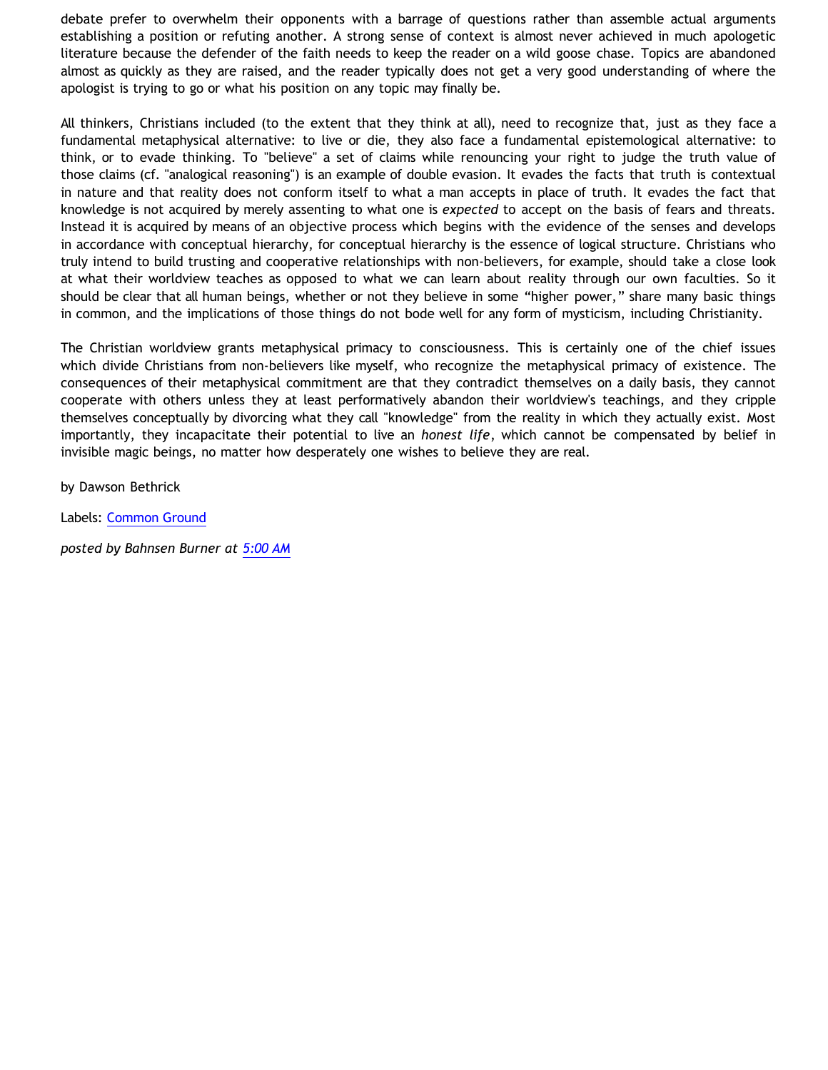debate prefer to overwhelm their opponents with a barrage of questions rather than assemble actual arguments establishing a position or refuting another. A strong sense of context is almost never achieved in much apologetic literature because the defender of the faith needs to keep the reader on a wild goose chase. Topics are abandoned almost as quickly as they are raised, and the reader typically does not get a very good understanding of where the apologist is trying to go or what his position on any topic may finally be.

All thinkers, Christians included (to the extent that they think at all), need to recognize that, just as they face a fundamental metaphysical alternative: to live or die, they also face a fundamental epistemological alternative: to think, or to evade thinking. To "believe" a set of claims while renouncing your right to judge the truth value of those claims (cf. "analogical reasoning") is an example of double evasion. It evades the facts that truth is contextual in nature and that reality does not conform itself to what a man accepts in place of truth. It evades the fact that knowledge is not acquired by merely assenting to what one is *expected* to accept on the basis of fears and threats. Instead it is acquired by means of an objective process which begins with the evidence of the senses and develops in accordance with conceptual hierarchy, for conceptual hierarchy is the essence of logical structure. Christians who truly intend to build trusting and cooperative relationships with non-believers, for example, should take a close look at what their worldview teaches as opposed to what we can learn about reality through our own faculties. So it should be clear that all human beings, whether or not they believe in some “higher power,” share many basic things in common, and the implications of those things do not bode well for any form of mysticism, including Christianity.

The Christian worldview grants metaphysical primacy to consciousness. This is certainly one of the chief issues which divide Christians from non-believers like myself, who recognize the metaphysical primacy of existence. The consequences of their metaphysical commitment are that they contradict themselves on a daily basis, they cannot cooperate with others unless they at least performatively abandon their worldview's teachings, and they cripple themselves conceptually by divorcing what they call "knowledge" from the reality in which they actually exist. Most importantly, they incapacitate their potential to live an *honest life*, which cannot be compensated by belief in invisible magic beings, no matter how desperately one wishes to believe they are real.

by Dawson Bethrick

Labels: Common Ground

*posted by Bahnsen Burner at 5:00 AM*